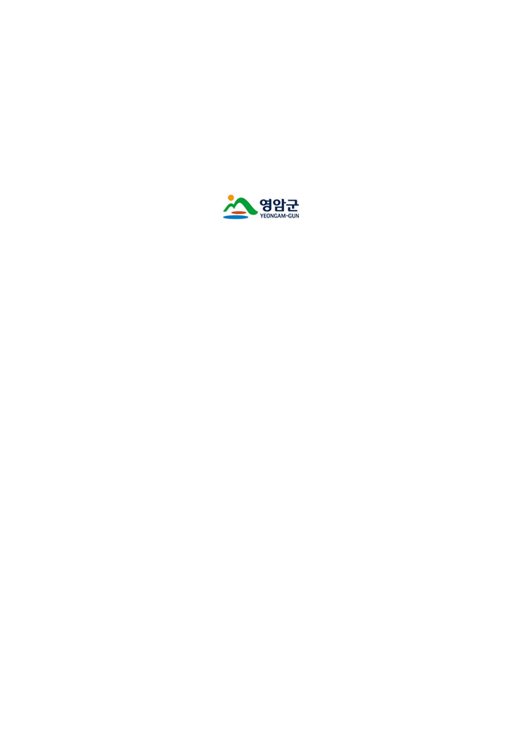영암군

YEONGAM-GUN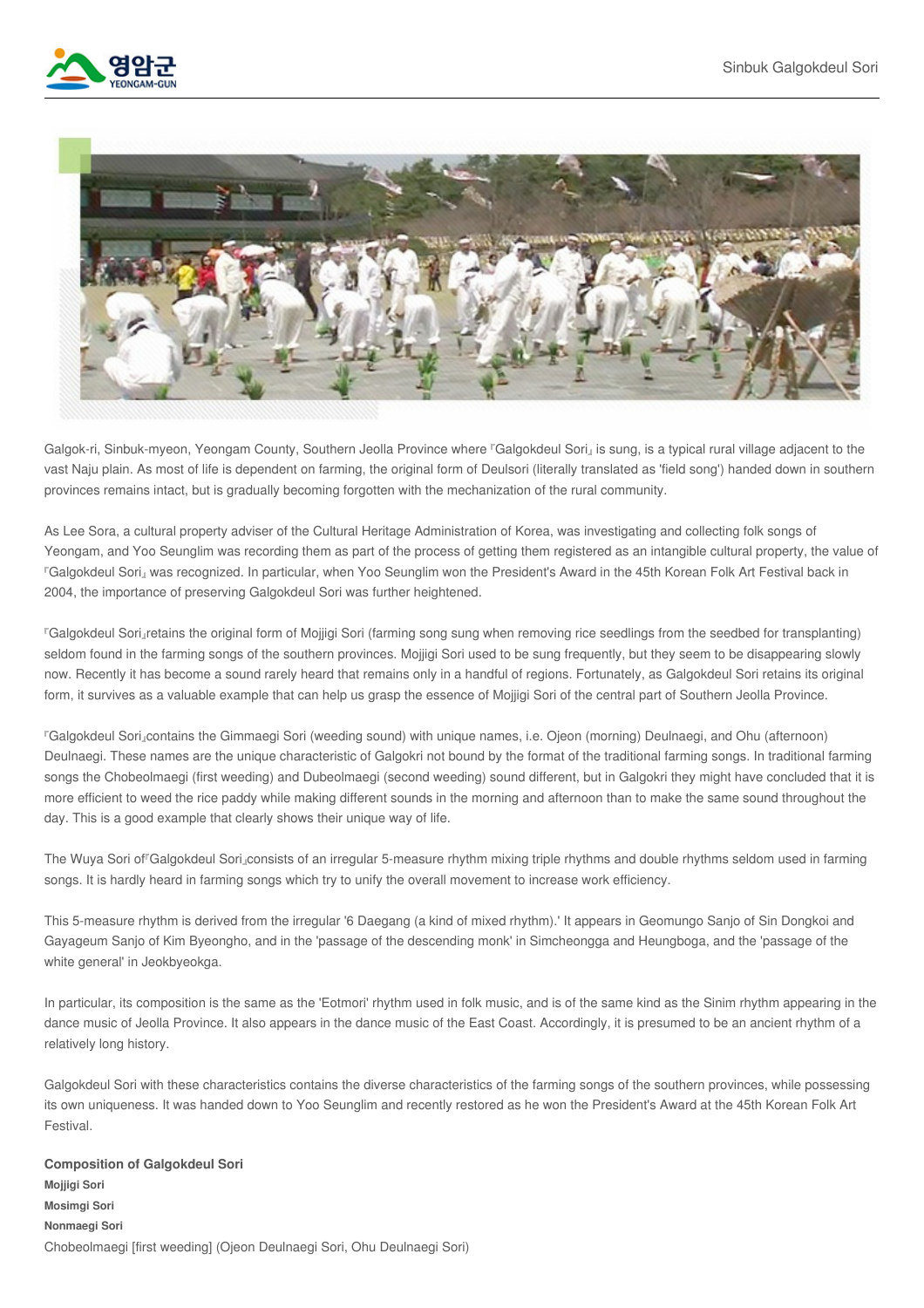Galgok-ri, Sinbuk-myeon, Yeongam County, Southern Jeolla Province where 『Galgokdeul Sori』 is sung, is a typical rural village adjacent to the vast Naju plain. As most of life is dependent on farming, the original form of Deulsori (literally translated as 'field song') handed down in southern provinces remains intact, but is gradually becoming forgotten with the mechanization of the rural community.

As Lee Sora, a cultural property adviser of the Cultural Heritage Administration of Korea, was investigating and collecting folk songs of Yeongam, and Yoo Seunglim was recording them as part of the process of getting them registered as an intangible cultural property, the value of 『Galgokdeul Sori』 was recognized. In particular, when Yoo Seunglim won the President's Award in the 45th Korean Folk Art Festival back in 2004, the importance of preserving Galgokdeul Sori was further heightened.

『Galgokdeul Sori』retains the original form of Mojjigi Sori (farming song sung when removing rice seedlings from the seedbed for transplanting) seldom found in the farming songs of the southern provinces. Mojjigi Sori used to be sung frequently, but they seem to be disappearing slowly now. Recently it has become a sound rarely heard that remains only in a handful of regions. Fortunately, as Galgokdeul Sori retains its original form, it survives as a valuable example that can help us grasp the essence of Mojjigi Sori of the central part of Southern Jeolla Province.

『Galgokdeul Sori』contains the Gimmaegi Sori (weeding sound) with unique names, i.e. Ojeon (morning) Deulnaegi, and Ohu (afternoon) Deulnaegi. These names are the unique characteristic of Galgokri not bound by the format of the traditional farming songs. In traditional farming songs the Chobeolmaegi (first weeding) and Dubeolmaegi (second weeding) sound different, but in Galgokri they might have concluded that it is more efficient to weed the rice paddy while making different sounds in the morning and afternoon than to make the same sound throughout the day. This is a good example that clearly shows their unique way of life.

The Wuya Sori of『Galgokdeul Sori』consists of an irregular 5-measure rhythm mixing triple rhythms and double rhythms seldom used in farming songs. It is hardly heard in farming songs which try to unify the overall movement to increase work efficiency.

This 5-measure rhythm is derived from the irregular '6 Daegang (a kind of mixed rhythm).' It appears in Geomungo Sanjo of Sin Dongkoi and Gayageum Sanjo of Kim Byeongho, and in the 'passage of the descending monk' in Simcheongga and Heungboga, and the 'passage of the white general' in Jeokbyeokga.

In particular, its composition is the same as the 'Eotmori' rhythm used in folk music, and is of the same kind as the Sinim rhythm appearing in the dance music of Jeolla Province. It also appears in the dance music of the East Coast. Accordingly, it is presumed to be an ancient rhythm of a relatively long history.

Galgokdeul Sori with these characteristics contains the diverse characteristics of the farming songs of the southern provinces, while possessing its own uniqueness. It was handed down to Yoo Seunglim and recently restored as he won the President's Award at the 45th Korean Folk Art Festival.

**Composition of Galgokdeul Sori**

**Mojjigi Sori**

**Mosimgi Sori**

**Nonmaegi Sori**

Chobeolmaegi [first weeding] (Ojeon Deulnaegi Sori, Ohu Deulnaegi Sori)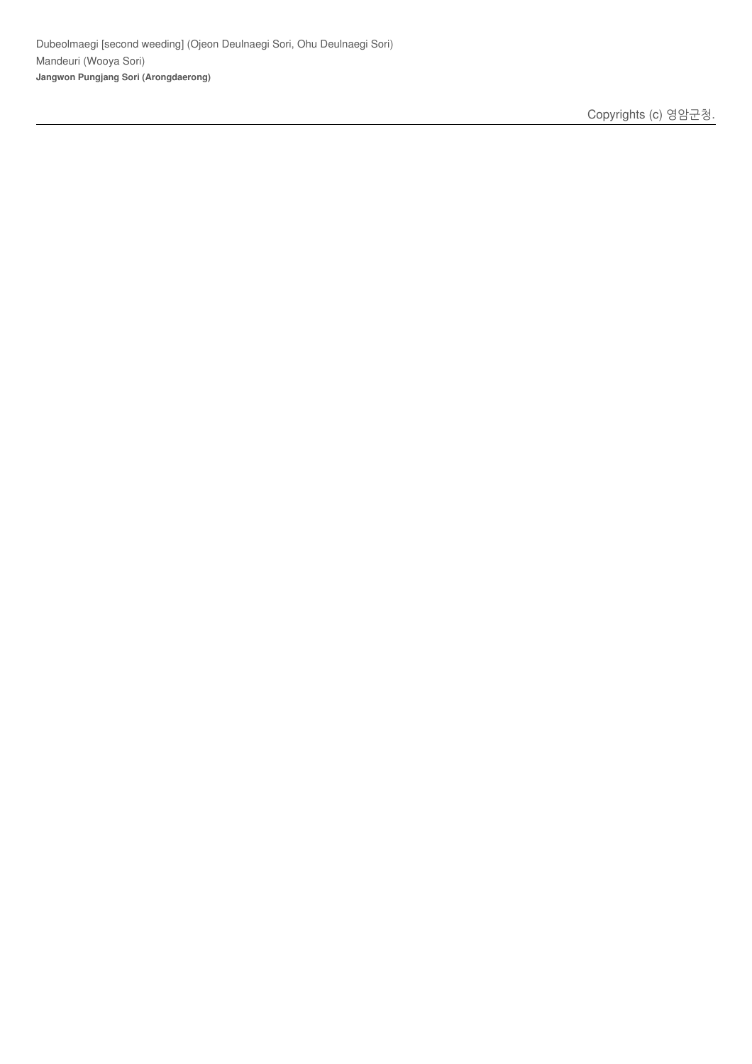Dubeolmaegi [second weeding] (Ojeon Deulnaegi Sori, Ohu Deulnaegi Sori)

Mandeuri (Wooya Sori)

**Jangwon Pungjang Sori (Arongdaerong)**

Copyrights (c) 영암군청.